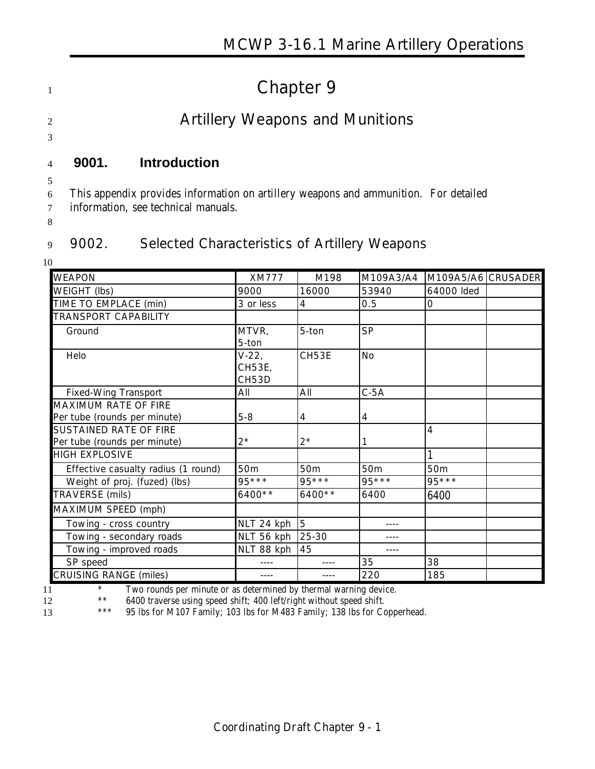# Chapter 9

## Artillery Weapons and Munitions

### 9001. Introduction

This appendix provides information on artillery weapons and ammunition. For detailed information, see technical manuals.

### 9002. Selected Characteristics of Artillery Weapons

| WEAPON | XM777 | M198 | M109A3/A4 | M109A5/A6 | CRUSADER |
|---|---|---|---|---|---|
| WEIGHT (lbs) | 9000 | 16000 | 53940 | 64000 lded | |
| TIME TO EMPLACE (min) | 3 or less | 4 | 0.5 | 0 | |
| TRANSPORT CAPABILITY | | | | | |
| Ground | MTVR, 5-ton | 5-ton | SP | | |
| Helo | V-22, CH53E, CH53D | CH53E | No | | |
| Fixed-Wing Transport | All | All | C-5A | | |
| MAXIMUM RATE OF FIRE Per tube (rounds per minute) | 5-8 | 4 | 4 | | |
| SUSTAINED RATE OF FIRE Per tube (rounds per minute) | 2* | 2* | 1 | 4 | |
| HIGH EXPLOSIVE | | | | 1 | |
| Effective casualty radius (1 round) | 50m | 50m | 50m | 50m | |
| Weight of proj. (fuzed) (lbs) | 95*** | 95*** | 95*** | 95*** | |
| TRAVERSE (mils) | 6400** | 6400** | 6400 | 6400 | |
| MAXIMUM SPEED (mph) | | | | | |
| Towing - cross country | NLT 24 kph | 5 | ---- | | |
| Towing - secondary roads | NLT 56 kph | 25-30 | ---- | | |
| Towing - improved roads | NLT 88 kph | 45 | ---- | | |
| SP speed | ---- | ---- | 35 | 38 | |
| CRUISING RANGE (miles) | ---- | ---- | 220 | 185 | |

\* Two rounds per minute or as determined by thermal warning device.

** 6400 traverse using speed shift; 400 left/right without speed shift.

*** 95 lbs for M107 Family; 103 lbs for M483 Family; 138 lbs for Copperhead.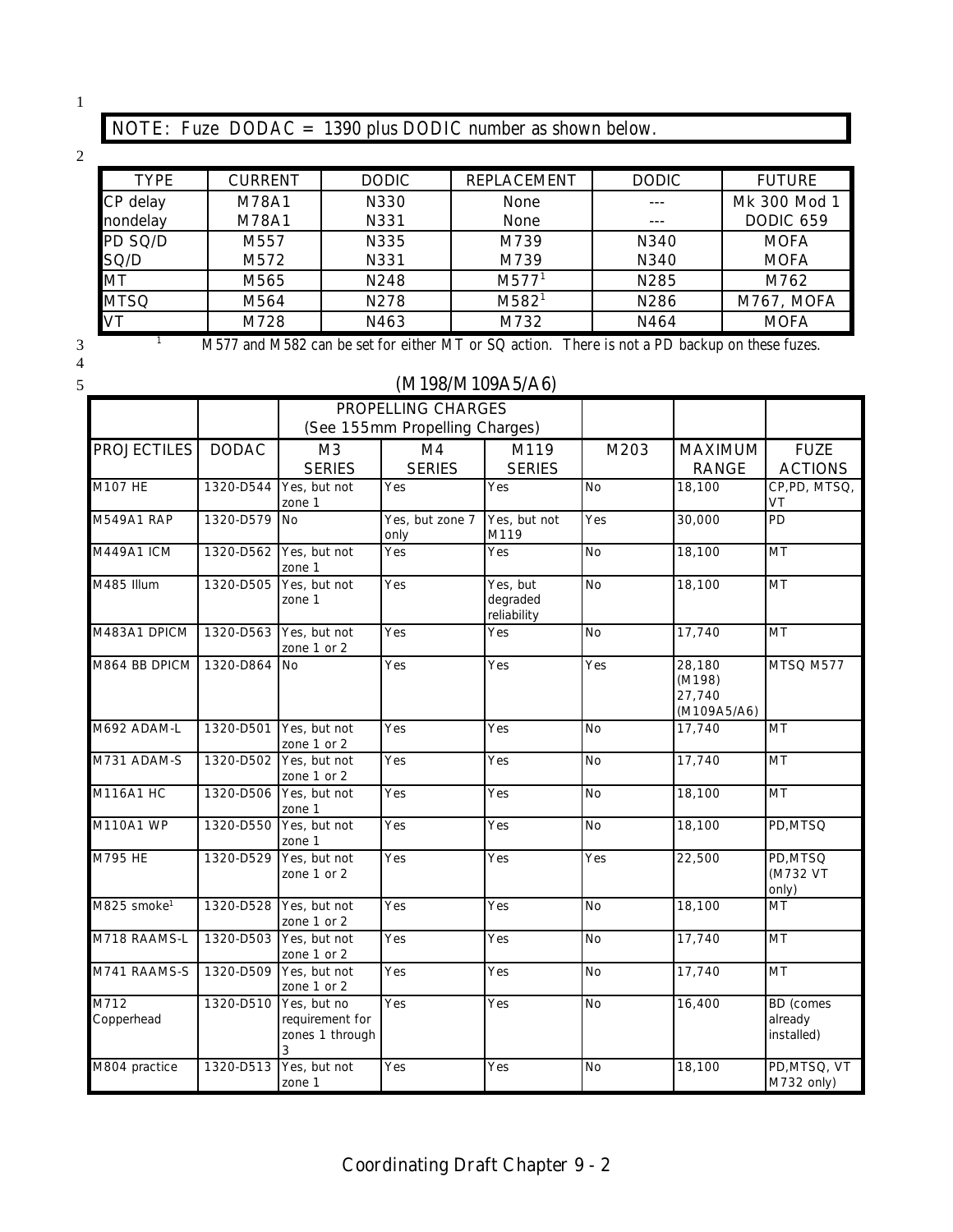NOTE: Fuze DODAC = 1390 plus DODIC number as shown below.

| TYPE | CURRENT | DODIC | REPLACEMENT | DODIC | FUTURE |
|---|---|---|---|---|---|
| CP delay | M78A1 | N330 | None | --- | Mk 300 Mod 1 |
| nondelay | M78A1 | N331 | None | --- | DODIC 659 |
| PD SQ/D | M557 | N335 | M739 | N340 | MOFA |
| SQ/D | M572 | N331 | M739 | N340 | MOFA |
| MT | M565 | N248 | M577[1] | N285 | M762 |
| MTSQ | M564 | N278 | M582[1] | N286 | M767, MOFA |
| VT | M728 | N463 | M732 | N464 | MOFA |

[1] M577 and M582 can be set for either MT or SQ action. There is not a PD backup on these fuzes.

(M198/M109A5/A6)

| | | PROPELLING CHARGES (See 155mm Propelling Charges) | | | | | |
|---|---|---|---|---|---|---|---|
| PROJECTILES | DODAC | M3 SERIES | M4 SERIES | M119 SERIES | M203 | MAXIMUM RANGE | FUZE ACTIONS |
| M107 HE | 1320-D544 | Yes, but not zone 1 | Yes | Yes | No | 18,100 | CP,PD, MTSQ, VT |
| M549A1 RAP | 1320-D579 | No | Yes, but zone 7 only | Yes, but not M119 | Yes | 30,000 | PD |
| M449A1 ICM | 1320-D562 | Yes, but not zone 1 | Yes | Yes | No | 18,100 | MT |
| M485 Illum | 1320-D505 | Yes, but not zone 1 | Yes | Yes, but degraded reliability | No | 18,100 | MT |
| M483A1 DPICM | 1320-D563 | Yes, but not zone 1 or 2 | Yes | Yes | No | 17,740 | MT |
| M864 BB DPICM | 1320-D864 | No | Yes | Yes | Yes | 28,180 (M198) 27,740 (M109A5/A6) | MTSQ M577 |
| M692 ADAM-L | 1320-D501 | Yes, but not zone 1 or 2 | Yes | Yes | No | 17,740 | MT |
| M731 ADAM-S | 1320-D502 | Yes, but not zone 1 or 2 | Yes | Yes | No | 17,740 | MT |
| M116A1 HC | 1320-D506 | Yes, but not zone 1 | Yes | Yes | No | 18,100 | MT |
| M110A1 WP | 1320-D550 | Yes, but not zone 1 | Yes | Yes | No | 18,100 | PD,MTSQ |
| M795 HE | 1320-D529 | Yes, but not zone 1 or 2 | Yes | Yes | Yes | 22,500 | PD,MTSQ (M732 VT only) |
| M825 smoke[1] | 1320-D528 | Yes, but not zone 1 or 2 | Yes | Yes | No | 18,100 | MT |
| M718 RAAMS-L | 1320-D503 | Yes, but not zone 1 or 2 | Yes | Yes | No | 17,740 | MT |
| M741 RAAMS-S | 1320-D509 | Yes, but not zone 1 or 2 | Yes | Yes | No | 17,740 | MT |
| M712 Copperhead | 1320-D510 | Yes, but no requirement for zones 1 through 3 | Yes | Yes | No | 16,400 | BD (comes already installed) |
| M804 practice | 1320-D513 | Yes, but not zone 1 | Yes | Yes | No | 18,100 | PD,MTSQ, VT M732 only) |

Coordinating Draft Chapter 9 - 2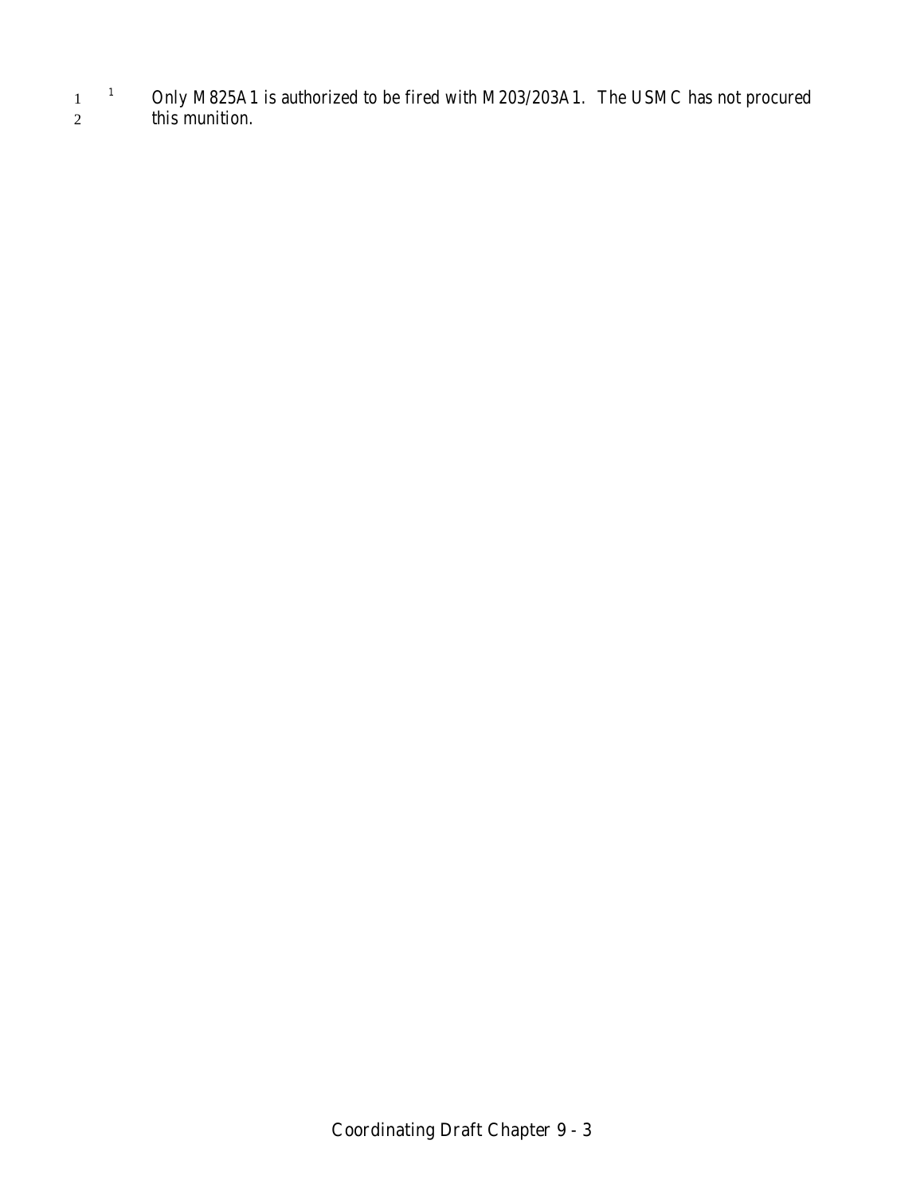[1] Only M825A1 is authorized to be fired with M203/203A1. The USMC has not procured this munition.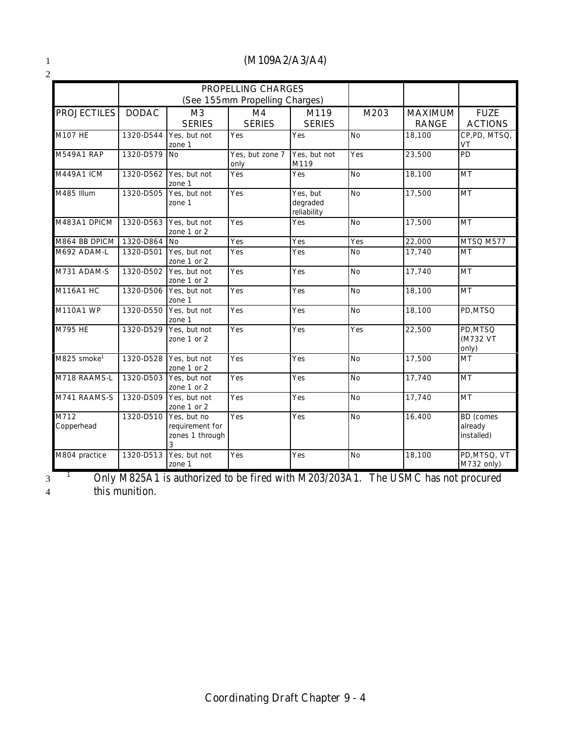(M109A2/A3/A4)

| | PROPELLING CHARGES (See 155mm Propelling Charges) | | | | | | |
|---|---|---|---|---|---|---|---|
| PROJECTILES | DODAC | M3 SERIES | M4 SERIES | M119 SERIES | M203 | MAXIMUM RANGE | FUZE ACTIONS |
| M107 HE | 1320-D544 | Yes, but not zone 1 | Yes | Yes | No | 18,100 | CP,PD, MTSQ, VT |
| M549A1 RAP | 1320-D579 | No | Yes, but zone 7 only | Yes, but not M119 | Yes | 23,500 | PD |
| M449A1 ICM | 1320-D562 | Yes, but not zone 1 | Yes | Yes | No | 18,100 | MT |
| M485 Illum | 1320-D505 | Yes, but not zone 1 | Yes | Yes, but degraded reliability | No | 17,500 | MT |
| M483A1 DPICM | 1320-D563 | Yes, but not zone 1 or 2 | Yes | Yes | No | 17,500 | MT |
| M864 BB DPICM | 1320-D864 | No | Yes | Yes | Yes | 22,000 | MTSQ M577 |
| M692 ADAM-L | 1320-D501 | Yes, but not zone 1 or 2 | Yes | Yes | No | 17,740 | MT |
| M731 ADAM-S | 1320-D502 | Yes, but not zone 1 or 2 | Yes | Yes | No | 17,740 | MT |
| M116A1 HC | 1320-D506 | Yes, but not zone 1 | Yes | Yes | No | 18,100 | MT |
| M110A1 WP | 1320-D550 | Yes, but not zone 1 | Yes | Yes | No | 18,100 | PD,MTSQ |
| M795 HE | 1320-D529 | Yes, but not zone 1 or 2 | Yes | Yes | Yes | 22,500 | PD,MTSQ (M732 VT only) |
| M825 smoke[1] | 1320-D528 | Yes, but not zone 1 or 2 | Yes | Yes | No | 17,500 | MT |
| M718 RAAMS-L | 1320-D503 | Yes, but not zone 1 or 2 | Yes | Yes | No | 17,740 | MT |
| M741 RAAMS-S | 1320-D509 | Yes, but not zone 1 or 2 | Yes | Yes | No | 17,740 | MT |
| M712 Copperhead | 1320-D510 | Yes, but no requirement for zones 1 through 3 | Yes | Yes | No | 16,400 | BD (comes already installed) |
| M804 practice | 1320-D513 | Yes, but not zone 1 | Yes | Yes | No | 18,100 | PD,MTSQ, VT M732 only) |

[1] Only M825A1 is authorized to be fired with M203/203A1. The USMC has not procured this munition.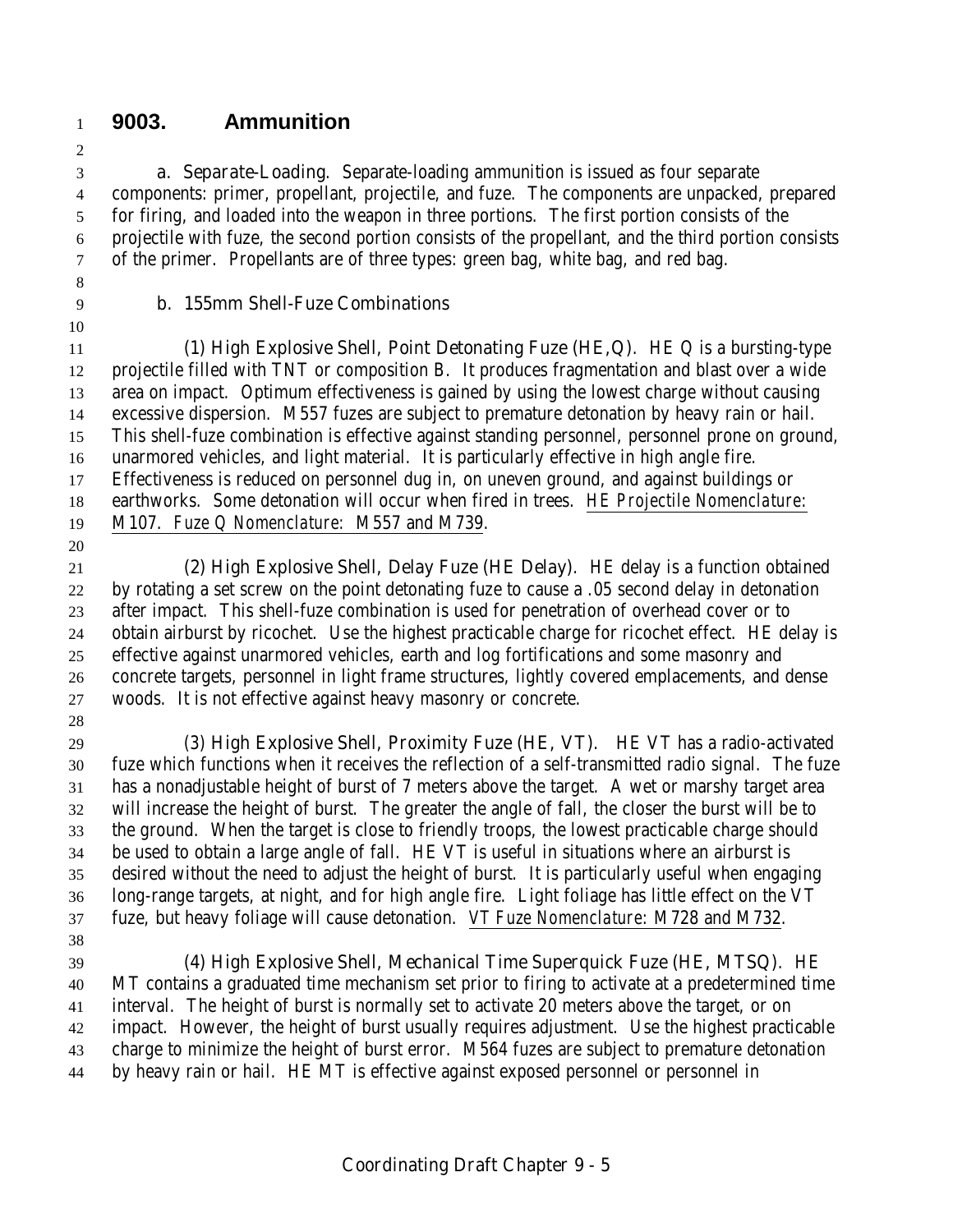## 9003. Ammunition

a. Separate-Loading. Separate-loading ammunition is issued as four separate components: primer, propellant, projectile, and fuze. The components are unpacked, prepared for firing, and loaded into the weapon in three portions. The first portion consists of the projectile with fuze, the second portion consists of the propellant, and the third portion consists of the primer. Propellants are of three types: green bag, white bag, and red bag.

b. 155mm Shell-Fuze Combinations

(1) High Explosive Shell, Point Detonating Fuze (HE,Q). HE Q is a bursting-type projectile filled with TNT or composition B. It produces fragmentation and blast over a wide area on impact. Optimum effectiveness is gained by using the lowest charge without causing excessive dispersion. M557 fuzes are subject to premature detonation by heavy rain or hail. This shell-fuze combination is effective against standing personnel, personnel prone on ground, unarmored vehicles, and light material. It is particularly effective in high angle fire. Effectiveness is reduced on personnel dug in, on uneven ground, and against buildings or earthworks. Some detonation will occur when fired in trees. *HE Projectile Nomenclature: M107. Fuze Q Nomenclature: M557 and M739*.

(2) High Explosive Shell, Delay Fuze (HE Delay). HE delay is a function obtained by rotating a set screw on the point detonating fuze to cause a .05 second delay in detonation after impact. This shell-fuze combination is used for penetration of overhead cover or to obtain airburst by ricochet. Use the highest practicable charge for ricochet effect. HE delay is effective against unarmored vehicles, earth and log fortifications and some masonry and concrete targets, personnel in light frame structures, lightly covered emplacements, and dense woods. It is not effective against heavy masonry or concrete.

(3) High Explosive Shell, Proximity Fuze (HE, VT). HE VT has a radio-activated fuze which functions when it receives the reflection of a self-transmitted radio signal. The fuze has a nonadjustable height of burst of 7 meters above the target. A wet or marshy target area will increase the height of burst. The greater the angle of fall, the closer the burst will be to the ground. When the target is close to friendly troops, the lowest practicable charge should be used to obtain a large angle of fall. HE VT is useful in situations where an airburst is desired without the need to adjust the height of burst. It is particularly useful when engaging long-range targets, at night, and for high angle fire. Light foliage has little effect on the VT fuze, but heavy foliage will cause detonation. *VT Fuze Nomenclature: M728 and M732*.

(4) High Explosive Shell, Mechanical Time Superquick Fuze (HE, MTSQ). HE MT contains a graduated time mechanism set prior to firing to activate at a predetermined time interval. The height of burst is normally set to activate 20 meters above the target, or on impact. However, the height of burst usually requires adjustment. Use the highest practicable charge to minimize the height of burst error. M564 fuzes are subject to premature detonation by heavy rain or hail. HE MT is effective against exposed personnel or personnel in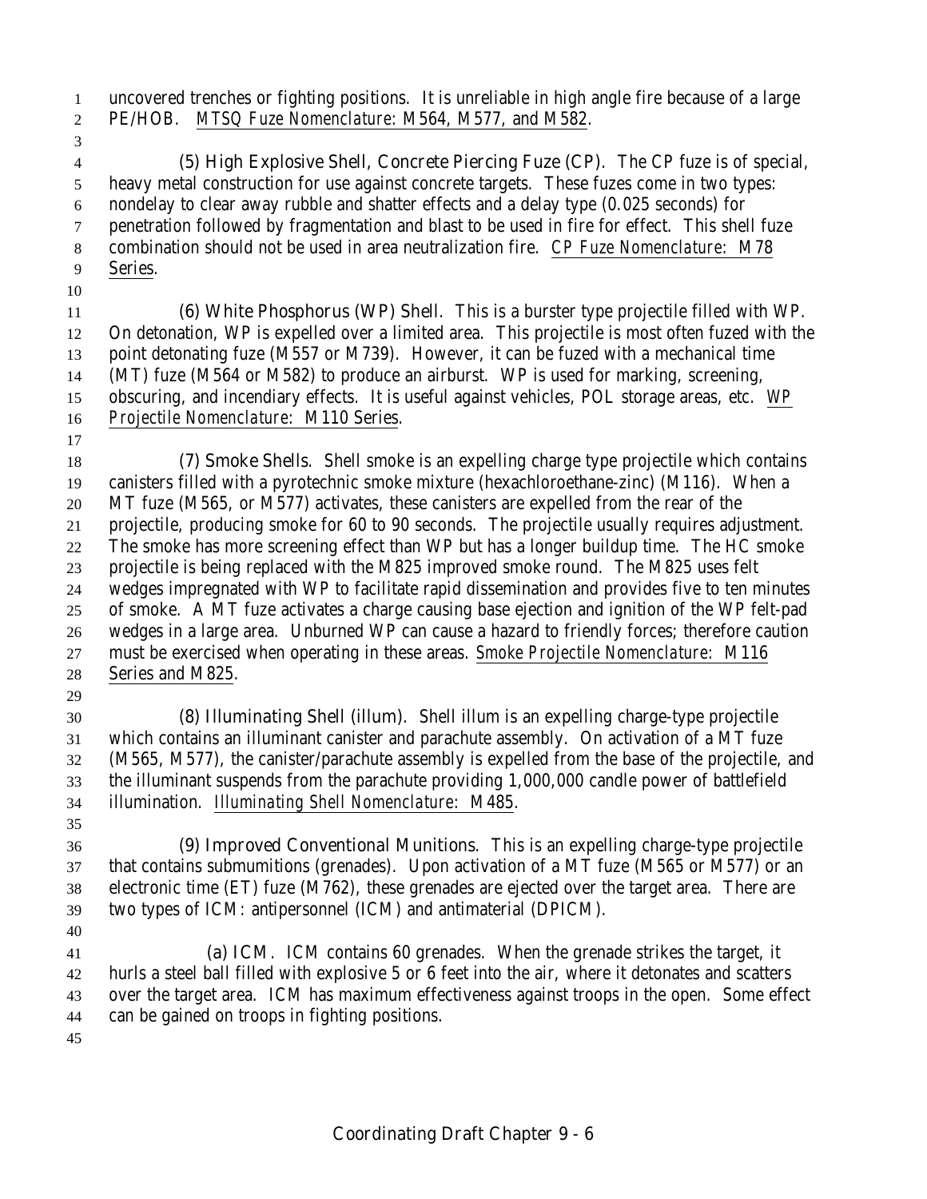uncovered trenches or fighting positions. It is unreliable in high angle fire because of a large PE/HOB. MTSQ Fuze Nomenclature: M564, M577, and M582.

(5) High Explosive Shell, Concrete Piercing Fuze (CP). The CP fuze is of special, heavy metal construction for use against concrete targets. These fuzes come in two types: nondelay to clear away rubble and shatter effects and a delay type (0.025 seconds) for penetration followed by fragmentation and blast to be used in fire for effect. This shell fuze combination should not be used in area neutralization fire. CP Fuze Nomenclature: M78 Series.

(6) White Phosphorus (WP) Shell. This is a burster type projectile filled with WP. On detonation, WP is expelled over a limited area. This projectile is most often fuzed with the point detonating fuze (M557 or M739). However, it can be fuzed with a mechanical time (MT) fuze (M564 or M582) to produce an airburst. WP is used for marking, screening, obscuring, and incendiary effects. It is useful against vehicles, POL storage areas, etc. WP Projectile Nomenclature: M110 Series.

(7) Smoke Shells. Shell smoke is an expelling charge type projectile which contains canisters filled with a pyrotechnic smoke mixture (hexachloroethane-zinc) (M116). When a MT fuze (M565, or M577) activates, these canisters are expelled from the rear of the projectile, producing smoke for 60 to 90 seconds. The projectile usually requires adjustment. The smoke has more screening effect than WP but has a longer buildup time. The HC smoke projectile is being replaced with the M825 improved smoke round. The M825 uses felt wedges impregnated with WP to facilitate rapid dissemination and provides five to ten minutes of smoke. A MT fuze activates a charge causing base ejection and ignition of the WP felt-pad wedges in a large area. Unburned WP can cause a hazard to friendly forces; therefore caution must be exercised when operating in these areas. Smoke Projectile Nomenclature: M116 Series and M825.

(8) Illuminating Shell (illum). Shell illum is an expelling charge-type projectile which contains an illuminant canister and parachute assembly. On activation of a MT fuze (M565, M577), the canister/parachute assembly is expelled from the base of the projectile, and the illuminant suspends from the parachute providing 1,000,000 candle power of battlefield illumination. Illuminating Shell Nomenclature: M485.

(9) Improved Conventional Munitions. This is an expelling charge-type projectile that contains submumitions (grenades). Upon activation of a MT fuze (M565 or M577) or an electronic time (ET) fuze (M762), these grenades are ejected over the target area. There are two types of ICM: antipersonnel (ICM) and antimaterial (DPICM).

(a) ICM. ICM contains 60 grenades. When the grenade strikes the target, it hurls a steel ball filled with explosive 5 or 6 feet into the air, where it detonates and scatters over the target area. ICM has maximum effectiveness against troops in the open. Some effect can be gained on troops in fighting positions.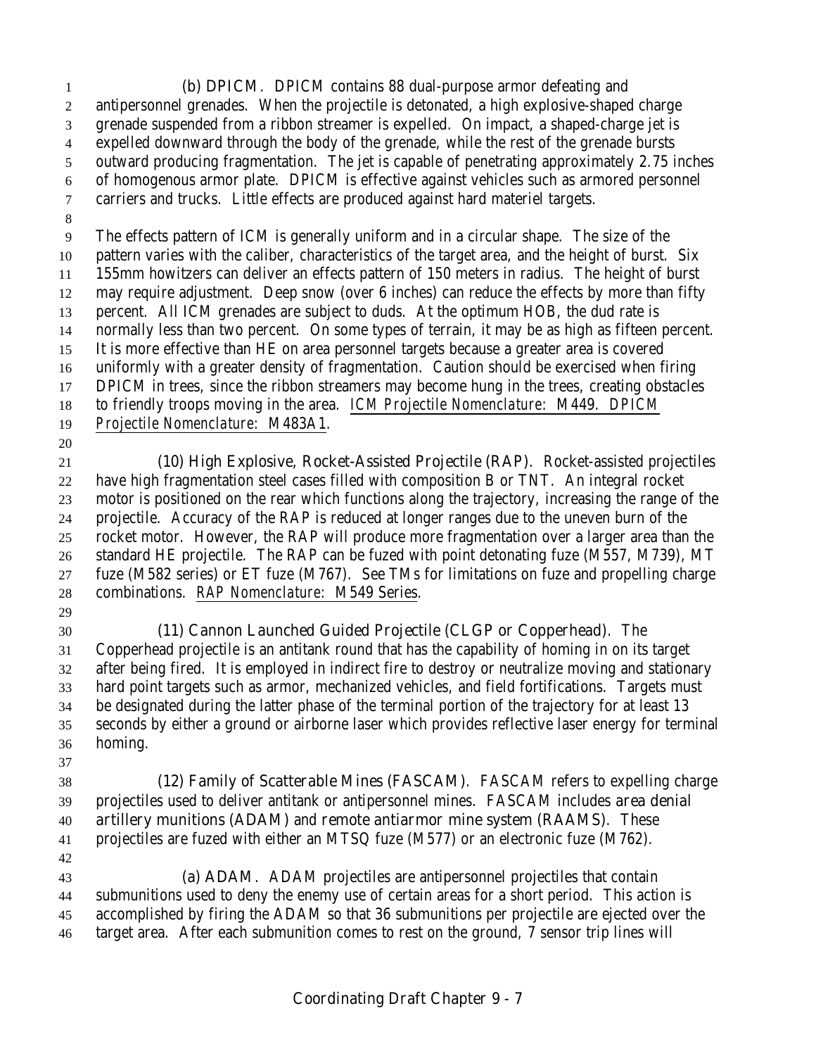(b) DPICM. DPICM contains 88 dual-purpose armor defeating and antipersonnel grenades. When the projectile is detonated, a high explosive-shaped charge grenade suspended from a ribbon streamer is expelled. On impact, a shaped-charge jet is expelled downward through the body of the grenade, while the rest of the grenade bursts outward producing fragmentation. The jet is capable of penetrating approximately 2.75 inches of homogenous armor plate. DPICM is effective against vehicles such as armored personnel carriers and trucks. Little effects are produced against hard materiel targets.

The effects pattern of ICM is generally uniform and in a circular shape. The size of the pattern varies with the caliber, characteristics of the target area, and the height of burst. Six 155mm howitzers can deliver an effects pattern of 150 meters in radius. The height of burst may require adjustment. Deep snow (over 6 inches) can reduce the effects by more than fifty percent. All ICM grenades are subject to duds. At the optimum HOB, the dud rate is normally less than two percent. On some types of terrain, it may be as high as fifteen percent. It is more effective than HE on area personnel targets because a greater area is covered uniformly with a greater density of fragmentation. Caution should be exercised when firing DPICM in trees, since the ribbon streamers may become hung in the trees, creating obstacles to friendly troops moving in the area. *ICM Projectile Nomenclature: M449. DPICM Projectile Nomenclature: M483A1*.

(10) High Explosive, Rocket-Assisted Projectile (RAP). Rocket-assisted projectiles have high fragmentation steel cases filled with composition B or TNT. An integral rocket motor is positioned on the rear which functions along the trajectory, increasing the range of the projectile. Accuracy of the RAP is reduced at longer ranges due to the uneven burn of the rocket motor. However, the RAP will produce more fragmentation over a larger area than the standard HE projectile. The RAP can be fuzed with point detonating fuze (M557, M739), MT fuze (M582 series) or ET fuze (M767). See TMs for limitations on fuze and propelling charge combinations. *RAP Nomenclature: M549 Series*.

(11) Cannon Launched Guided Projectile (CLGP or Copperhead). The Copperhead projectile is an antitank round that has the capability of homing in on its target after being fired. It is employed in indirect fire to destroy or neutralize moving and stationary hard point targets such as armor, mechanized vehicles, and field fortifications. Targets must be designated during the latter phase of the terminal portion of the trajectory for at least 13 seconds by either a ground or airborne laser which provides reflective laser energy for terminal homing.

(12) Family of Scatterable Mines (FASCAM). FASCAM refers to expelling charge projectiles used to deliver antitank or antipersonnel mines. FASCAM includes area denial artillery munitions (ADAM) and remote antiarmor mine system (RAAMS). These projectiles are fuzed with either an MTSQ fuze (M577) or an electronic fuze (M762).

(a) ADAM. ADAM projectiles are antipersonnel projectiles that contain submunitions used to deny the enemy use of certain areas for a short period. This action is accomplished by firing the ADAM so that 36 submunitions per projectile are ejected over the target area. After each submunition comes to rest on the ground, 7 sensor trip lines will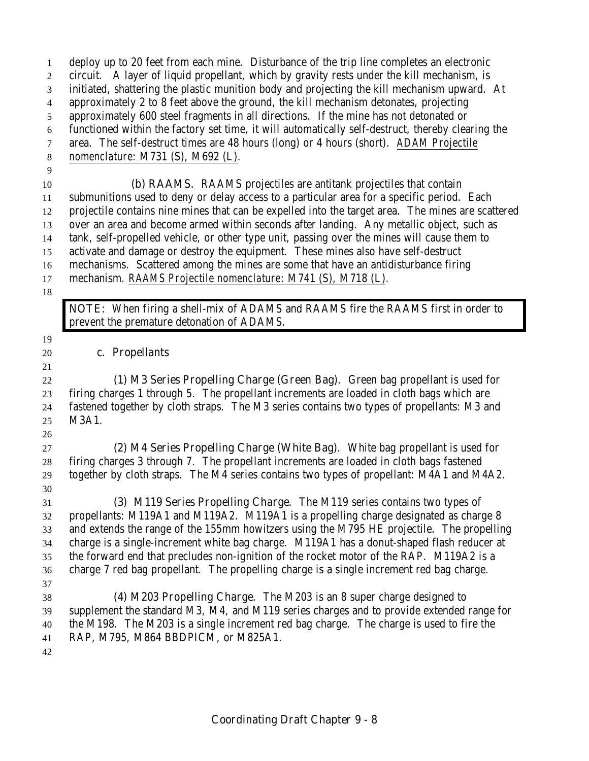deploy up to 20 feet from each mine. Disturbance of the trip line completes an electronic circuit. A layer of liquid propellant, which by gravity rests under the kill mechanism, is initiated, shattering the plastic munition body and projecting the kill mechanism upward. At approximately 2 to 8 feet above the ground, the kill mechanism detonates, projecting approximately 600 steel fragments in all directions. If the mine has not detonated or functioned within the factory set time, it will automatically self-destruct, thereby clearing the area. The self-destruct times are 48 hours (long) or 4 hours (short). *ADAM Projectile nomenclature: M731 (S), M692 (L)*.

(b) RAAMS. RAAMS projectiles are antitank projectiles that contain submunitions used to deny or delay access to a particular area for a specific period. Each projectile contains nine mines that can be expelled into the target area. The mines are scattered over an area and become armed within seconds after landing. Any metallic object, such as tank, self-propelled vehicle, or other type unit, passing over the mines will cause them to activate and damage or destroy the equipment. These mines also have self-destruct mechanisms. Scattered among the mines are some that have an antidisturbance firing mechanism. *RAAMS Projectile nomenclature: M741 (S), M718 (L)*.

> NOTE: When firing a shell-mix of ADAMS and RAAMS fire the RAAMS first in order to prevent the premature detonation of ADAMS.

c. Propellants

(1) M3 Series Propelling Charge (Green Bag). Green bag propellant is used for firing charges 1 through 5. The propellant increments are loaded in cloth bags which are fastened together by cloth straps. The M3 series contains two types of propellants: M3 and M3A1.

(2) M4 Series Propelling Charge (White Bag). White bag propellant is used for firing charges 3 through 7. The propellant increments are loaded in cloth bags fastened together by cloth straps. The M4 series contains two types of propellant: M4A1 and M4A2.

(3) M119 Series Propelling Charge. The M119 series contains two types of propellants: M119A1 and M119A2. M119A1 is a propelling charge designated as charge 8 and extends the range of the 155mm howitzers using the M795 HE projectile. The propelling charge is a single-increment white bag charge. M119A1 has a donut-shaped flash reducer at the forward end that precludes non-ignition of the rocket motor of the RAP. M119A2 is a charge 7 red bag propellant. The propelling charge is a single increment red bag charge.

(4) M203 Propelling Charge. The M203 is an 8 super charge designed to supplement the standard M3, M4, and M119 series charges and to provide extended range for the M198. The M203 is a single increment red bag charge. The charge is used to fire the RAP, M795, M864 BBDPICM, or M825A1.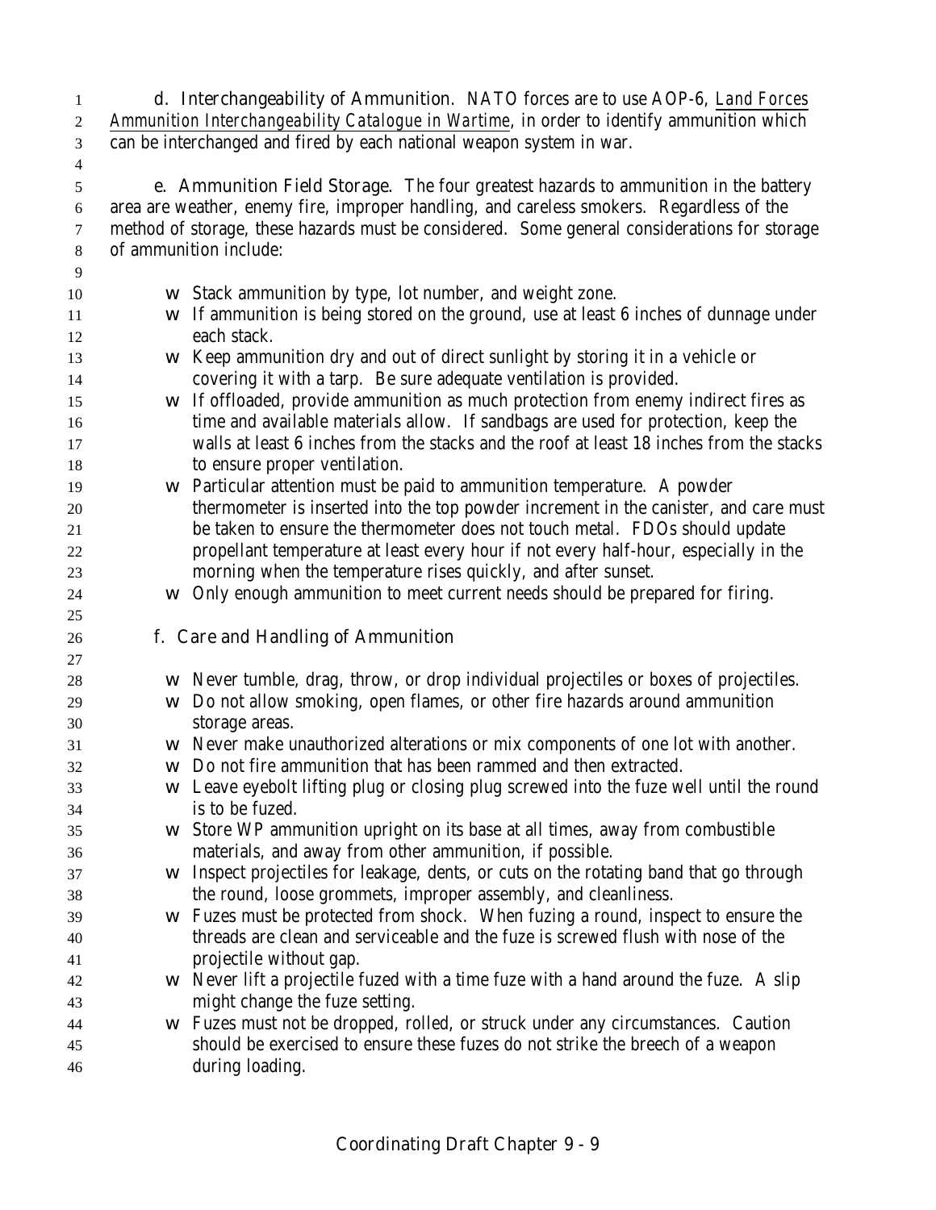d. Interchangeability of Ammunition. NATO forces are to use AOP-6, *Land Forces Ammunition Interchangeability Catalogue in Wartime*, in order to identify ammunition which can be interchanged and fired by each national weapon system in war.

e. Ammunition Field Storage. The four greatest hazards to ammunition in the battery area are weather, enemy fire, improper handling, and careless smokers. Regardless of the method of storage, these hazards must be considered. Some general considerations for storage of ammunition include:

- Stack ammunition by type, lot number, and weight zone.
- If ammunition is being stored on the ground, use at least 6 inches of dunnage under each stack.
- Keep ammunition dry and out of direct sunlight by storing it in a vehicle or covering it with a tarp. Be sure adequate ventilation is provided.
- If offloaded, provide ammunition as much protection from enemy indirect fires as time and available materials allow. If sandbags are used for protection, keep the walls at least 6 inches from the stacks and the roof at least 18 inches from the stacks to ensure proper ventilation.
- Particular attention must be paid to ammunition temperature. A powder thermometer is inserted into the top powder increment in the canister, and care must be taken to ensure the thermometer does not touch metal. FDOs should update propellant temperature at least every hour if not every half-hour, especially in the morning when the temperature rises quickly, and after sunset.
- Only enough ammunition to meet current needs should be prepared for firing.

f. Care and Handling of Ammunition

- Never tumble, drag, throw, or drop individual projectiles or boxes of projectiles.
- Do not allow smoking, open flames, or other fire hazards around ammunition storage areas.
- Never make unauthorized alterations or mix components of one lot with another.
- Do not fire ammunition that has been rammed and then extracted.
- Leave eyebolt lifting plug or closing plug screwed into the fuze well until the round is to be fuzed.
- Store WP ammunition upright on its base at all times, away from combustible materials, and away from other ammunition, if possible.
- Inspect projectiles for leakage, dents, or cuts on the rotating band that go through the round, loose grommets, improper assembly, and cleanliness.
- Fuzes must be protected from shock. When fuzing a round, inspect to ensure the threads are clean and serviceable and the fuze is screwed flush with nose of the projectile without gap.
- Never lift a projectile fuzed with a time fuze with a hand around the fuze. A slip might change the fuze setting.
- Fuzes must not be dropped, rolled, or struck under any circumstances. Caution should be exercised to ensure these fuzes do not strike the breech of a weapon during loading.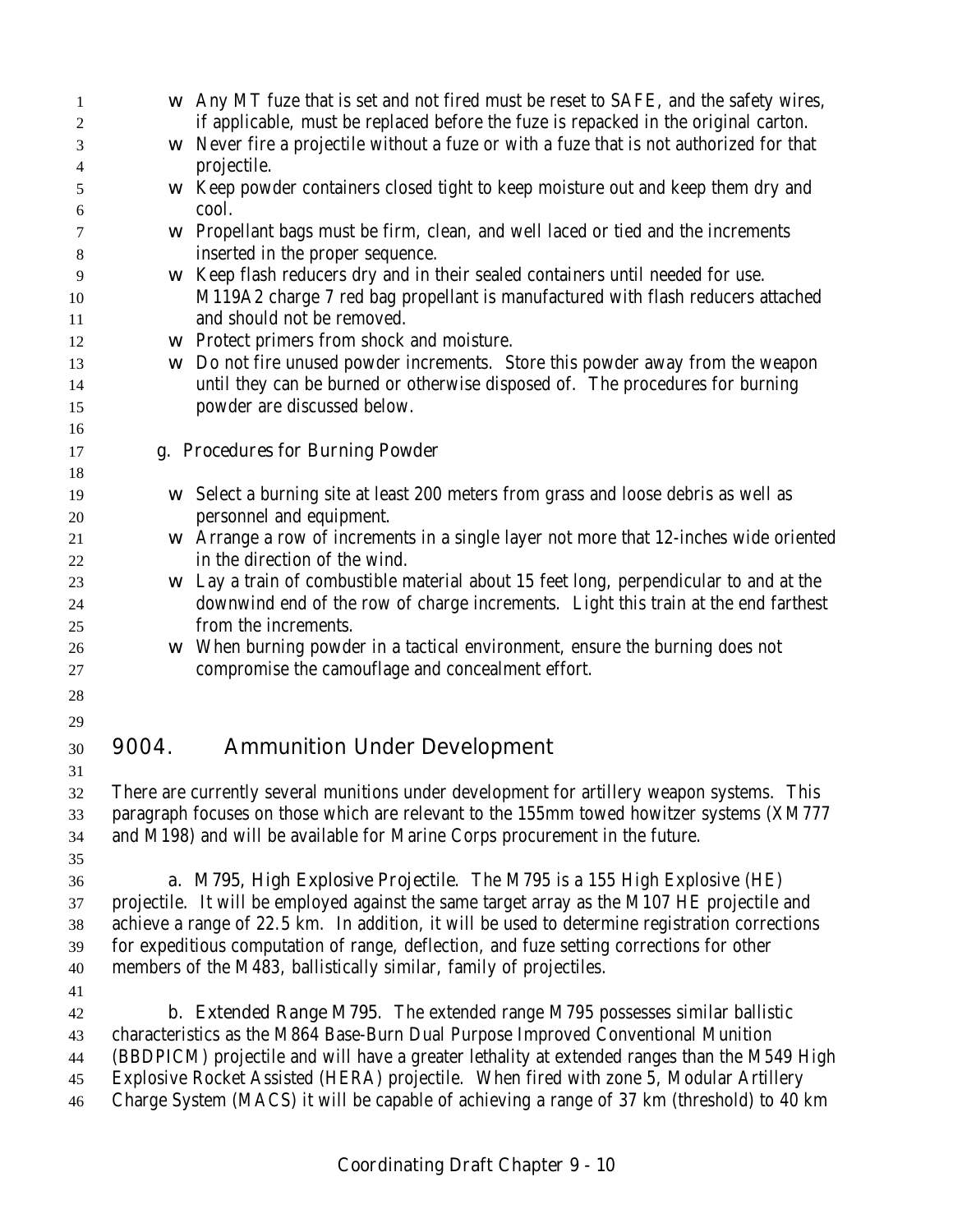- Any MT fuze that is set and not fired must be reset to SAFE, and the safety wires, if applicable, must be replaced before the fuze is repacked in the original carton.
- Never fire a projectile without a fuze or with a fuze that is not authorized for that projectile.
- Keep powder containers closed tight to keep moisture out and keep them dry and cool.
- Propellant bags must be firm, clean, and well laced or tied and the increments inserted in the proper sequence.
- Keep flash reducers dry and in their sealed containers until needed for use. M119A2 charge 7 red bag propellant is manufactured with flash reducers attached and should not be removed.
- Protect primers from shock and moisture.
- Do not fire unused powder increments. Store this powder away from the weapon until they can be burned or otherwise disposed of. The procedures for burning powder are discussed below.

g. Procedures for Burning Powder

- Select a burning site at least 200 meters from grass and loose debris as well as personnel and equipment.
- Arrange a row of increments in a single layer not more that 12-inches wide oriented in the direction of the wind.
- Lay a train of combustible material about 15 feet long, perpendicular to and at the downwind end of the row of charge increments. Light this train at the end farthest from the increments.
- When burning powder in a tactical environment, ensure the burning does not compromise the camouflage and concealment effort.

## 9004. Ammunition Under Development

There are currently several munitions under development for artillery weapon systems. This paragraph focuses on those which are relevant to the 155mm towed howitzer systems (XM777 and M198) and will be available for Marine Corps procurement in the future.

a. M795, High Explosive Projectile. The M795 is a 155 High Explosive (HE) projectile. It will be employed against the same target array as the M107 HE projectile and achieve a range of 22.5 km. In addition, it will be used to determine registration corrections for expeditious computation of range, deflection, and fuze setting corrections for other members of the M483, ballistically similar, family of projectiles.

b. Extended Range M795. The extended range M795 possesses similar ballistic characteristics as the M864 Base-Burn Dual Purpose Improved Conventional Munition (BBDPICM) projectile and will have a greater lethality at extended ranges than the M549 High Explosive Rocket Assisted (HERA) projectile. When fired with zone 5, Modular Artillery Charge System (MACS) it will be capable of achieving a range of 37 km (threshold) to 40 km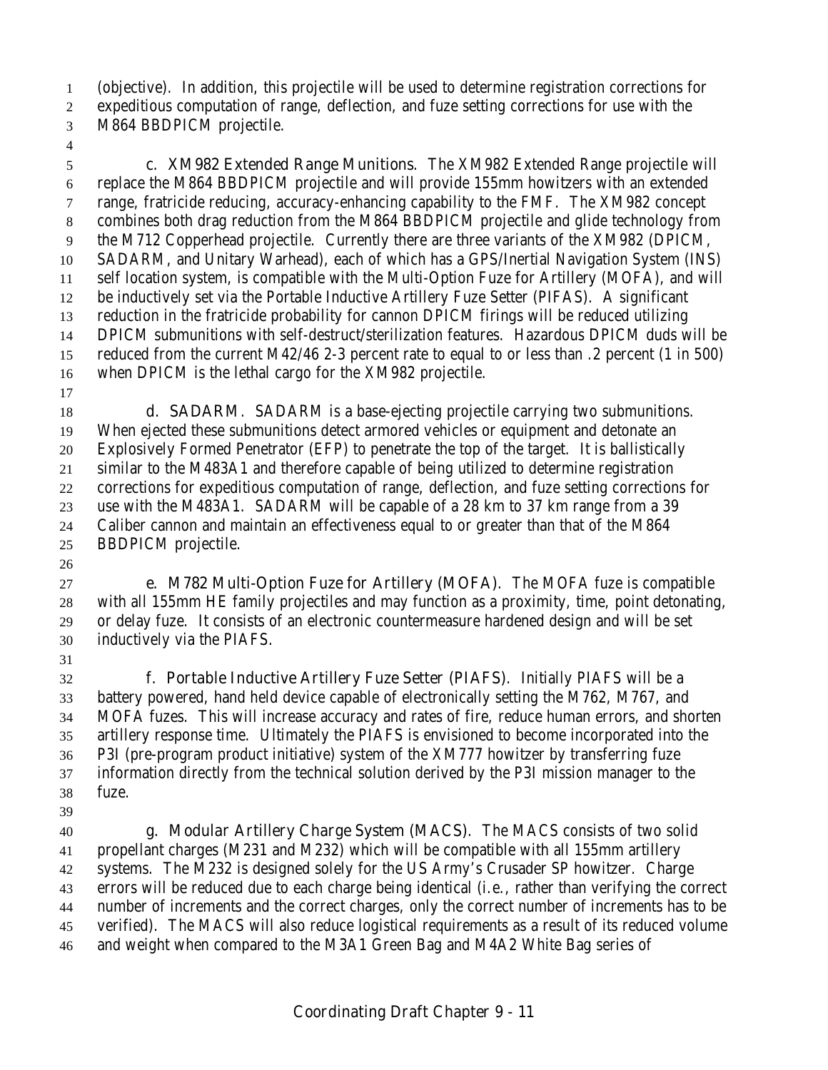(objective). In addition, this projectile will be used to determine registration corrections for expeditious computation of range, deflection, and fuze setting corrections for use with the M864 BBDPICM projectile.

c. XM982 Extended Range Munitions. The XM982 Extended Range projectile will replace the M864 BBDPICM projectile and will provide 155mm howitzers with an extended range, fratricide reducing, accuracy-enhancing capability to the FMF. The XM982 concept combines both drag reduction from the M864 BBDPICM projectile and glide technology from the M712 Copperhead projectile. Currently there are three variants of the XM982 (DPICM, SADARM, and Unitary Warhead), each of which has a GPS/Inertial Navigation System (INS) self location system, is compatible with the Multi-Option Fuze for Artillery (MOFA), and will be inductively set via the Portable Inductive Artillery Fuze Setter (PIFAS). A significant reduction in the fratricide probability for cannon DPICM firings will be reduced utilizing DPICM submunitions with self-destruct/sterilization features. Hazardous DPICM duds will be reduced from the current M42/46 2-3 percent rate to equal to or less than .2 percent (1 in 500) when DPICM is the lethal cargo for the XM982 projectile.

d. SADARM. SADARM is a base-ejecting projectile carrying two submunitions. When ejected these submunitions detect armored vehicles or equipment and detonate an Explosively Formed Penetrator (EFP) to penetrate the top of the target. It is ballistically similar to the M483A1 and therefore capable of being utilized to determine registration corrections for expeditious computation of range, deflection, and fuze setting corrections for use with the M483A1. SADARM will be capable of a 28 km to 37 km range from a 39 Caliber cannon and maintain an effectiveness equal to or greater than that of the M864 BBDPICM projectile.

e. M782 Multi-Option Fuze for Artillery (MOFA). The MOFA fuze is compatible with all 155mm HE family projectiles and may function as a proximity, time, point detonating, or delay fuze. It consists of an electronic countermeasure hardened design and will be set inductively via the PIAFS.

f. Portable Inductive Artillery Fuze Setter (PIAFS). Initially PIAFS will be a battery powered, hand held device capable of electronically setting the M762, M767, and MOFA fuzes. This will increase accuracy and rates of fire, reduce human errors, and shorten artillery response time. Ultimately the PIAFS is envisioned to become incorporated into the P3I (pre-program product initiative) system of the XM777 howitzer by transferring fuze information directly from the technical solution derived by the P3I mission manager to the fuze.

g. Modular Artillery Charge System (MACS). The MACS consists of two solid propellant charges (M231 and M232) which will be compatible with all 155mm artillery systems. The M232 is designed solely for the US Army's Crusader SP howitzer. Charge errors will be reduced due to each charge being identical (i.e., rather than verifying the correct number of increments and the correct charges, only the correct number of increments has to be verified). The MACS will also reduce logistical requirements as a result of its reduced volume and weight when compared to the M3A1 Green Bag and M4A2 White Bag series of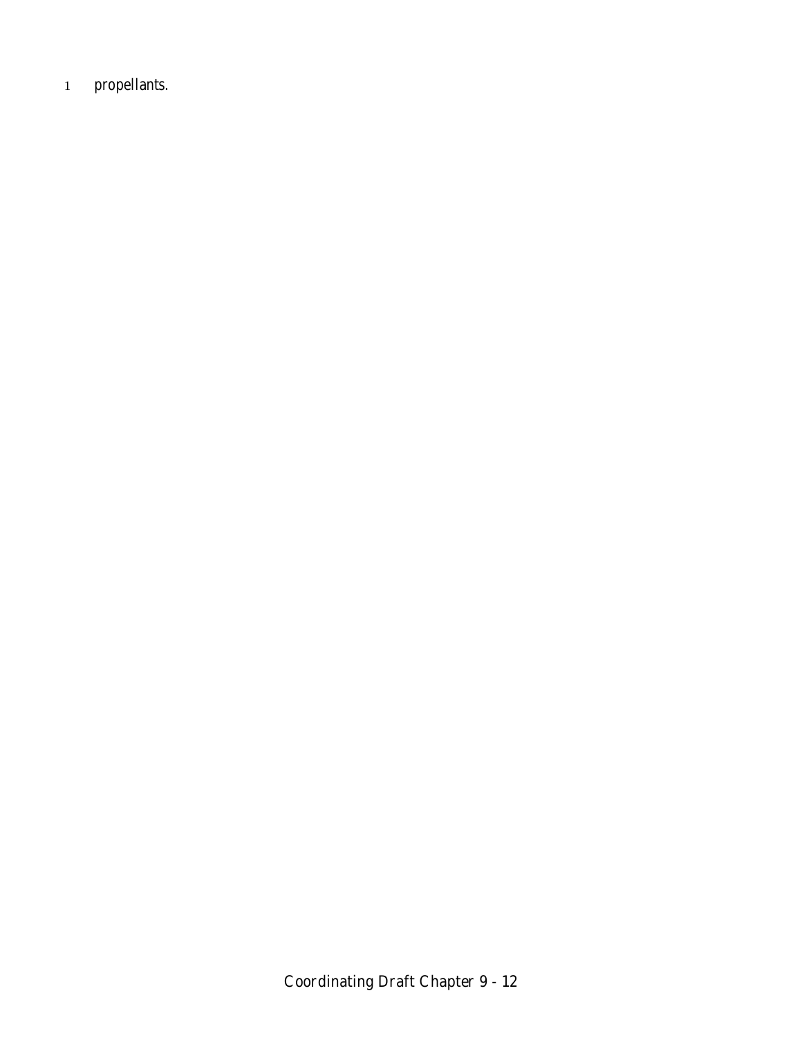propellants.